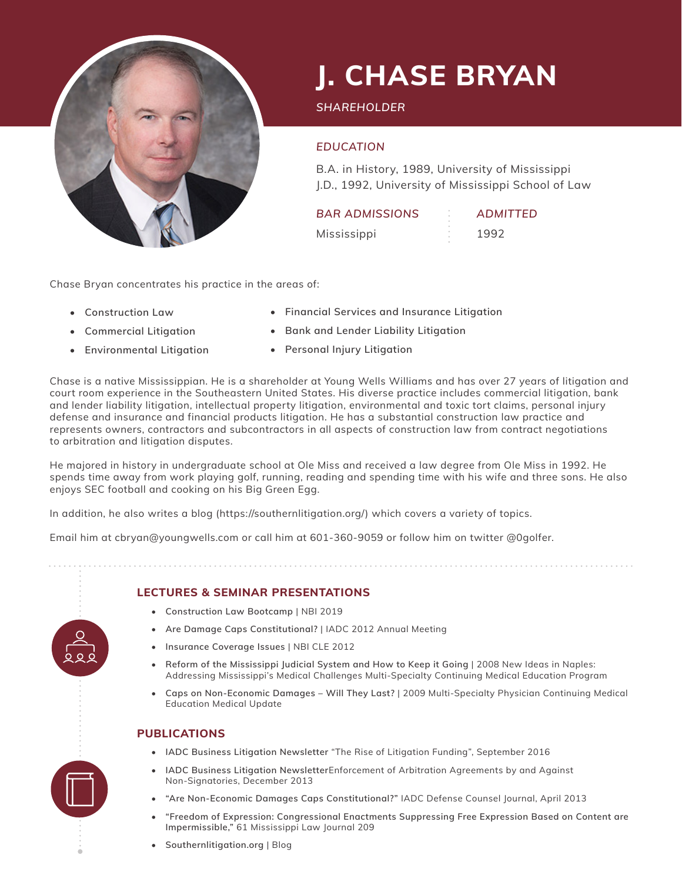# J. CHASE BRYAN

*SHAREHOLDER*

### *EDUCATION*

B.A. in History, 1989, University of Mississippi
J.D., 1992, University of Mississippi School of Law

| *BAR ADMISSIONS* | *ADMITTED* |
| --- | --- |
| Mississippi | 1992 |

Chase Bryan concentrates his practice in the areas of:

- Construction Law
- Commercial Litigation
- Environmental Litigation
- Financial Services and Insurance Litigation
- Bank and Lender Liability Litigation
- Personal Injury Litigation

Chase is a native Mississippian. He is a shareholder at Young Wells Williams and has over 27 years of litigation and court room experience in the Southeastern United States. His diverse practice includes commercial litigation, bank and lender liability litigation, intellectual property litigation, environmental and toxic tort claims, personal injury defense and insurance and financial products litigation. He has a substantial construction law practice and represents owners, contractors and subcontractors in all aspects of construction law from contract negotiations to arbitration and litigation disputes.

He majored in history in undergraduate school at Ole Miss and received a law degree from Ole Miss in 1992. He spends time away from work playing golf, running, reading and spending time with his wife and three sons. He also enjoys SEC football and cooking on his Big Green Egg.

In addition, he also writes a blog (https://southernlitigation.org/) which covers a variety of topics.

Email him at cbryan@youngwells.com or call him at 601-360-9059 or follow him on twitter @0golfer.

## LECTURES & SEMINAR PRESENTATIONS

- **Construction Law Bootcamp** | NBI 2019
- **Are Damage Caps Constitutional?** | IADC 2012 Annual Meeting
- **Insurance Coverage Issues** | NBI CLE 2012
- **Reform of the Mississippi Judicial System and How to Keep it Going** | 2008 New Ideas in Naples: Addressing Mississippi's Medical Challenges Multi-Specialty Continuing Medical Education Program
- **Caps on Non-Economic Damages – Will They Last?** | 2009 Multi-Specialty Physician Continuing Medical Education Medical Update

## PUBLICATIONS

- **IADC Business Litigation Newsletter** "The Rise of Litigation Funding", September 2016
- **IADC Business Litigation Newsletter**Enforcement of Arbitration Agreements by and Against Non-Signatories, December 2013
- **"Are Non-Economic Damages Caps Constitutional?"** IADC Defense Counsel Journal, April 2013
- **"Freedom of Expression: Congressional Enactments Suppressing Free Expression Based on Content are Impermissible,"** 61 Mississippi Law Journal 209
- **Southernlitigation.org** | Blog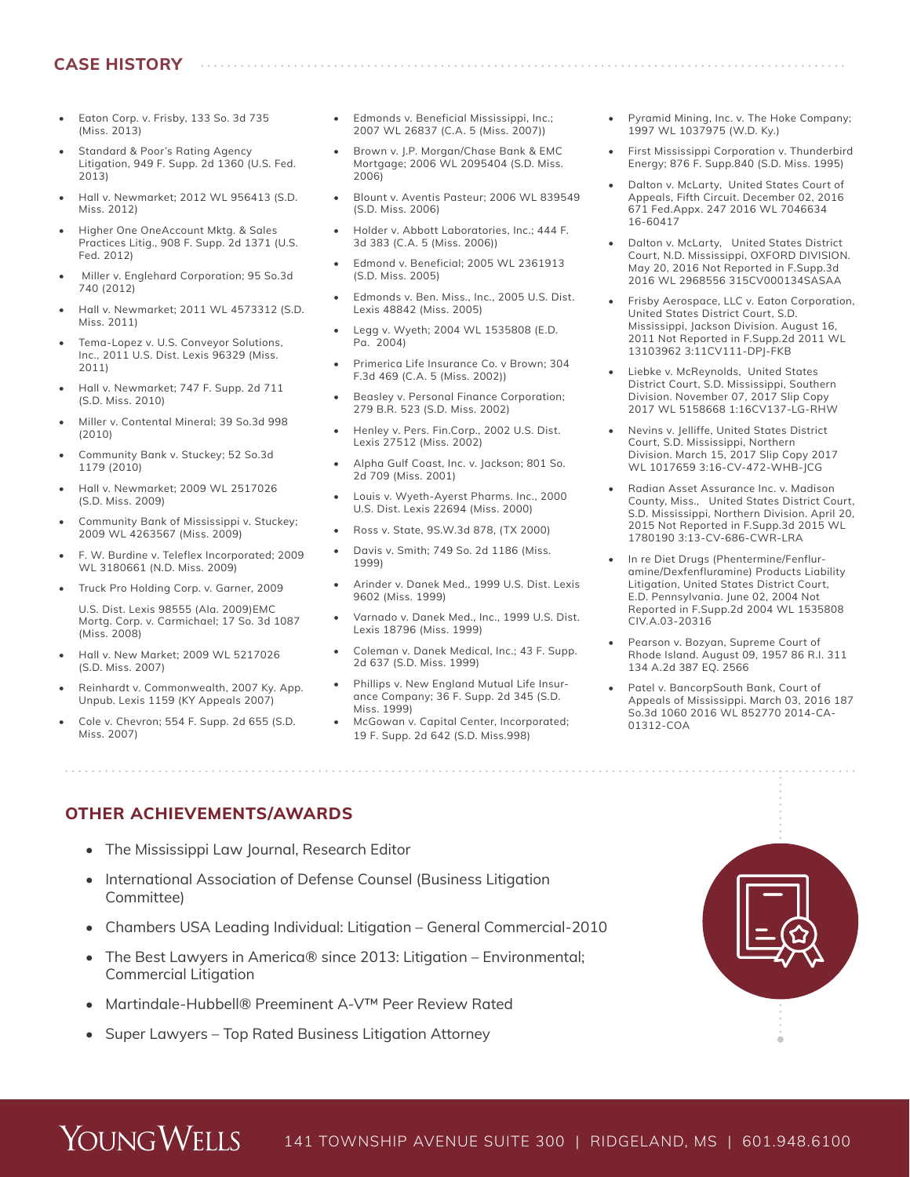## CASE HISTORY

- Eaton Corp. v. Frisby, 133 So. 3d 735 (Miss. 2013)
- Standard & Poor's Rating Agency Litigation, 949 F. Supp. 2d 1360 (U.S. Fed. 2013)
- Hall v. Newmarket; 2012 WL 956413 (S.D. Miss. 2012)
- Higher One OneAccount Mktg. & Sales Practices Litig., 908 F. Supp. 2d 1371 (U.S. Fed. 2012)
- Miller v. Englehard Corporation; 95 So.3d 740 (2012)
- Hall v. Newmarket; 2011 WL 4573312 (S.D. Miss. 2011)
- Tema-Lopez v. U.S. Conveyor Solutions, Inc., 2011 U.S. Dist. Lexis 96329 (Miss. 2011)
- Hall v. Newmarket; 747 F. Supp. 2d 711 (S.D. Miss. 2010)
- Miller v. Contental Mineral; 39 So.3d 998 (2010)
- Community Bank v. Stuckey; 52 So.3d 1179 (2010)
- Hall v. Newmarket; 2009 WL 2517026 (S.D. Miss. 2009)
- Community Bank of Mississippi v. Stuckey; 2009 WL 4263567 (Miss. 2009)
- F. W. Burdine v. Teleflex Incorporated; 2009 WL 3180661 (N.D. Miss. 2009)
- Truck Pro Holding Corp. v. Garner, 2009

  U.S. Dist. Lexis 98555 (Ala. 2009)EMC Mortg. Corp. v. Carmichael; 17 So. 3d 1087 (Miss. 2008)
- Hall v. New Market; 2009 WL 5217026 (S.D. Miss. 2007)
- Reinhardt v. Commonwealth, 2007 Ky. App. Unpub. Lexis 1159 (KY Appeals 2007)
- Cole v. Chevron; 554 F. Supp. 2d 655 (S.D. Miss. 2007)
- Edmonds v. Beneficial Mississippi, Inc.; 2007 WL 26837 (C.A. 5 (Miss. 2007))
- Brown v. J.P. Morgan/Chase Bank & EMC Mortgage; 2006 WL 2095404 (S.D. Miss. 2006)
- Blount v. Aventis Pasteur; 2006 WL 839549 (S.D. Miss. 2006)
- Holder v. Abbott Laboratories, Inc.; 444 F. 3d 383 (C.A. 5 (Miss. 2006))
- Edmond v. Beneficial; 2005 WL 2361913 (S.D. Miss. 2005)
- Edmonds v. Ben. Miss., Inc., 2005 U.S. Dist. Lexis 48842 (Miss. 2005)
- Legg v. Wyeth; 2004 WL 1535808 (E.D. Pa. 2004)
- Primerica Life Insurance Co. v Brown; 304 F.3d 469 (C.A. 5 (Miss. 2002))
- Beasley v. Personal Finance Corporation; 279 B.R. 523 (S.D. Miss. 2002)
- Henley v. Pers. Fin.Corp., 2002 U.S. Dist. Lexis 27512 (Miss. 2002)
- Alpha Gulf Coast, Inc. v. Jackson; 801 So. 2d 709 (Miss. 2001)
- Louis v. Wyeth-Ayerst Pharms. Inc., 2000 U.S. Dist. Lexis 22694 (Miss. 2000)
- Ross v. State, 9S.W.3d 878, (TX 2000)
- Davis v. Smith; 749 So. 2d 1186 (Miss. 1999)
- Arinder v. Danek Med., 1999 U.S. Dist. Lexis 9602 (Miss. 1999)
- Varnado v. Danek Med., Inc., 1999 U.S. Dist. Lexis 18796 (Miss. 1999)
- Coleman v. Danek Medical, Inc.; 43 F. Supp. 2d 637 (S.D. Miss. 1999)
- Phillips v. New England Mutual Life Insurance Company; 36 F. Supp. 2d 345 (S.D. Miss. 1999)
- McGowan v. Capital Center, Incorporated; 19 F. Supp. 2d 642 (S.D. Miss.998)
- Pyramid Mining, Inc. v. The Hoke Company; 1997 WL 1037975 (W.D. Ky.)
- First Mississippi Corporation v. Thunderbird Energy; 876 F. Supp.840 (S.D. Miss. 1995)
- Dalton v. McLarty, United States Court of Appeals, Fifth Circuit. December 02, 2016 671 Fed.Appx. 247 2016 WL 7046634 16-60417
- Dalton v. McLarty, United States District Court, N.D. Mississippi, OXFORD DIVISION. May 20, 2016 Not Reported in F.Supp.3d 2016 WL 2968556 315CV000134SASAA
- Frisby Aerospace, LLC v. Eaton Corporation, United States District Court, S.D. Mississippi, Jackson Division. August 16, 2011 Not Reported in F.Supp.2d 2011 WL 13103962 3:11CV111-DPJ-FKB
- Liebke v. McReynolds, United States District Court, S.D. Mississippi, Southern Division. November 07, 2017 Slip Copy 2017 WL 5158668 1:16CV137-LG-RHW
- Nevins v. Jelliffe, United States District Court, S.D. Mississippi, Northern Division. March 15, 2017 Slip Copy 2017 WL 1017659 3:16-CV-472-WHB-JCG
- Radian Asset Assurance Inc. v. Madison County, Miss., United States District Court, S.D. Mississippi, Northern Division. April 20, 2015 Not Reported in F.Supp.3d 2015 WL 1780190 3:13-CV-686-CWR-LRA
- In re Diet Drugs (Phentermine/Fenfluramine/Dexfenfluramine) Products Liability Litigation, United States District Court, E.D. Pennsylvania. June 02, 2004 Not Reported in F.Supp.2d 2004 WL 1535808 CIV.A.03-20316
- Pearson v. Bozyan, Supreme Court of Rhode Island. August 09, 1957 86 R.I. 311 134 A.2d 387 EQ. 2566
- Patel v. BancorpSouth Bank, Court of Appeals of Mississippi. March 03, 2016 187 So.3d 1060 2016 WL 852770 2014-CA-01312-COA

## OTHER ACHIEVEMENTS/AWARDS

- The Mississippi Law Journal, Research Editor
- International Association of Defense Counsel (Business Litigation Committee)
- Chambers USA Leading Individual: Litigation – General Commercial-2010
- The Best Lawyers in America® since 2013: Litigation – Environmental; Commercial Litigation
- Martindale-Hubbell® Preeminent A-V™ Peer Review Rated
- Super Lawyers – Top Rated Business Litigation Attorney

YOUNGWELLS 141 TOWNSHIP AVENUE SUITE 300 | RIDGELAND, MS | 601.948.6100